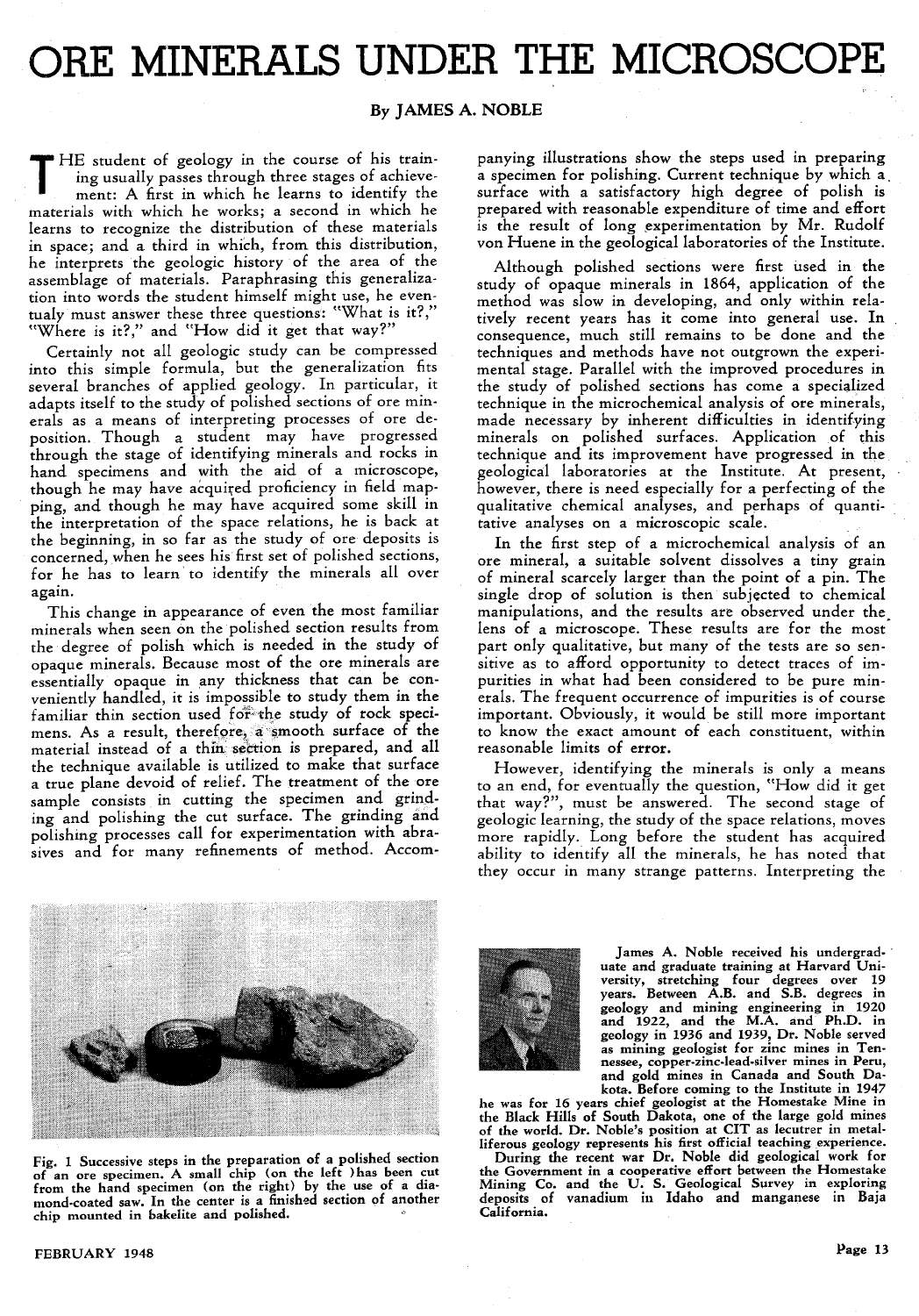# ORE MINERALS UNDER THE MICROSCOPE

**By JAMES A. NOBLE**

THE student of geology in the course of his training usually passes through three stages of achievement: A first in which he learns to identify the materials with which he works; a second in which he learns to recognize the distribution of these materials in space; and a third in which, from this distribution, he interprets the geologic history of the area of the assemblage of materials. Paraphrasing this generalization into words the student himself might use, he eventualy must answer these three questions: "What is it?," "Where is it?," and "How did it get that way?"

Certainly not all geologic study can be compressed into this simple formula, but the generalization fits several branches of applied geology. In particular, it adapts itself to the study of polished sections of ore minerals as a means of interpreting processes of ore deposition. Though a student may have progressed through the stage of identifying minerals and rocks in hand specimens and with the aid of a microscope, though he may have acquired proficiency in field mapping, and though he may have acquired some skill in the interpretation of the space relations, he is back at the beginning, in so far as the study of ore deposits is concerned, when he sees his first set of polished sections, for he has to learn to identify the minerals all over again.

This change in appearance of even the most familiar minerals when seen on the polished section results from the degree of polish which is needed in the study of opaque minerals. Because most of the ore minerals are essentially opaque in any thickness that can be conveniently handled, it is impossible to study them in the familiar thin section used for the study of rock specimens. As a result, therefore, a smooth surface of the material instead of a thin section is prepared, and all the technique available is utilized to make that surface a true plane devoid of relief. The treatment of the ore sample consists in cutting the specimen and grinding and polishing the cut surface. The grinding and polishing processes call for experimentation with abrasives and for many refinements of method. Accompanying illustrations show the steps used in preparing a specimen for polishing. Current technique by which a surface with a satisfactory high degree of polish is prepared with reasonable expenditure of time and effort is the result of long experimentation by Mr. Rudolf von Huene in the geological laboratories of the Institute.

Although polished sections were first used in the study of opaque minerals in 1864, application of the method was slow in developing, and only within relatively recent years has it come into general use. In consequence, much still remains to be done and the techniques and methods have not outgrown the experimental stage. Parallel with the improved procedures in the study of polished sections has come a specialized technique in the microchemical analysis of ore minerals, made necessary by inherent difficulties in identifying minerals on polished surfaces. Application of this technique and its improvement have progressed in the geological laboratories at the Institute. At present, however, there is need especially for a perfecting of the qualitative chemical analyses, and perhaps of quantitative analyses on a microscopic scale.

In the first step of a microchemical analysis of an ore mineral, a suitable solvent dissolves a tiny grain of mineral scarcely larger than the point of a pin. The single drop of solution is then subjected to chemical manipulations, and the results are observed under the lens of a microscope. These results are for the most part only qualitative, but many of the tests are so sensitive as to afford opportunity to detect traces of impurities in what had been considered to be pure minerals. The frequent occurrence of impurities is of course important. Obviously, it would be still more important to know the exact amount of each constituent, within reasonable limits of error.

However, identifying the minerals is only a means to an end, for eventually the question, "How did it get that way?", must be answered. The second stage of geologic learning, the study of the space relations, moves more rapidly. Long before the student has acquired ability to identify all the minerals, he has noted that they occur in many strange patterns. Interpreting the

Fig. 1 Successive steps in the preparation of a polished section of an ore specimen. A small chip (on the left) has been cut from the hand specimen (on the right) by the use of a diamond-coated saw. In the center is a finished section of another chip mounted in bakelite and polished.

James A. Noble received his undergraduate and graduate training at Harvard University, stretching four degrees over 19 years. Between A.B. and S.B. degrees in geology and mining engineering in 1920 and 1922, and the M.A. and Ph.D. in geology in 1936 and 1939, Dr. Noble served as mining geologist for zinc mines in Tennessee, copper-zinc-lead-silver mines in Peru, and gold mines in Canada and South Dakota. Before coming to the Institute in 1947 he was for 16 years chief geologist at the Homestake Mine in the Black Hills of South Dakota, one of the large gold mines of the world. Dr. Noble's position at CIT as lecutrer in metalliferous geology represents his first official teaching experience. During the recent war Dr. Noble did geological work for the Government in a cooperative effort between the Homestake Mining Co. and the U. S. Geological Survey in exploring deposits of vanadium in Idaho and manganese in Baja California.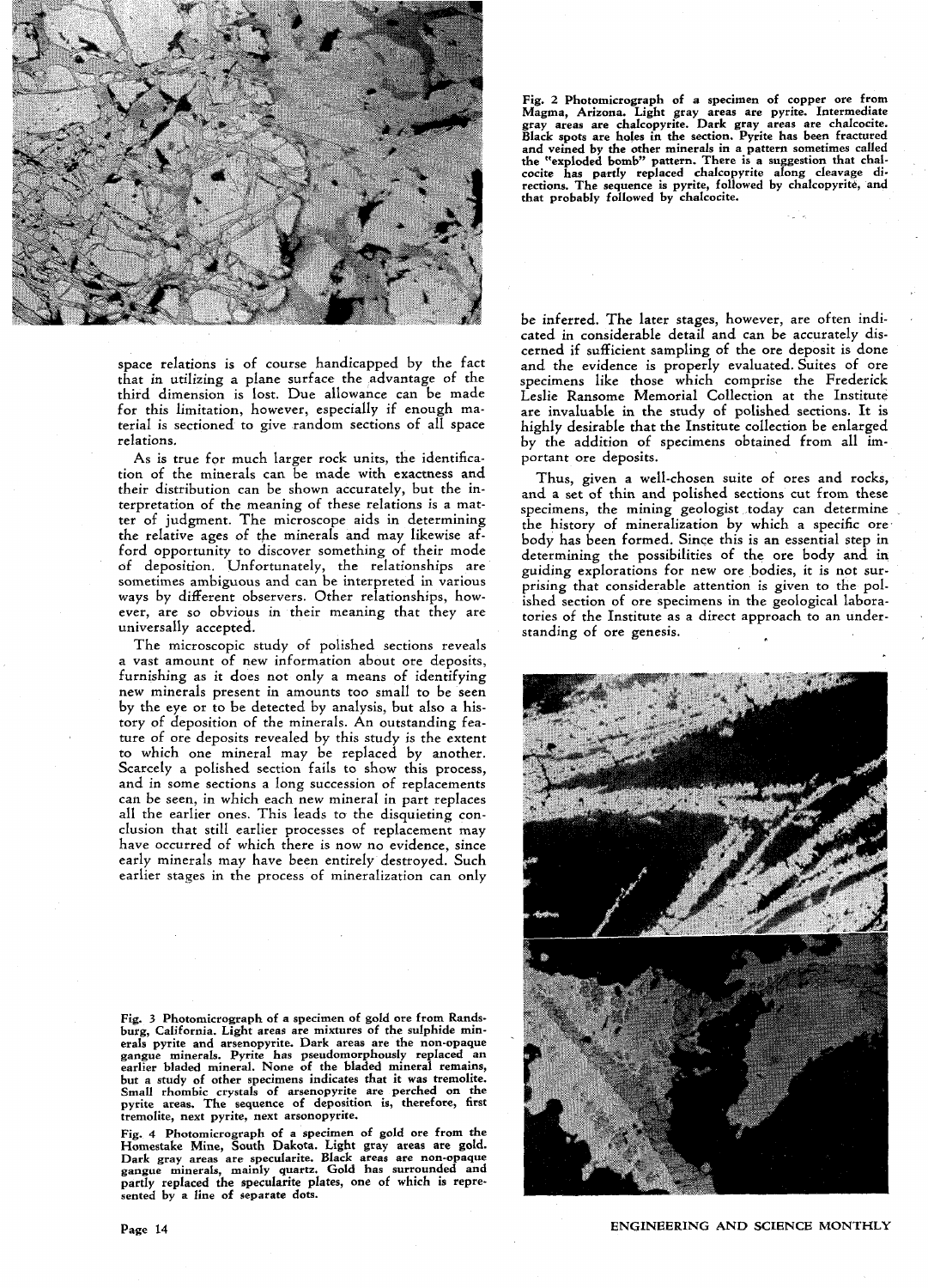Fig. 2 Photomicrograph of a specimen of copper ore from Magma, Arizona. Light gray areas are pyrite. Intermediate gray areas are chalcopyrite. Dark gray areas are chalcocite. Black spots are holes in the section. Pyrite has been fractured and veined by the other minerals in a pattern sometimes called the "exploded bomb" pattern. There is a suggestion that chalcocite has partly replaced chalcopyrite along cleavage directions. The sequence is pyrite, followed by chalcopyrite, and that probably followed by chalcocite.

space relations is of course handicapped by the fact that in utilizing a plane surface the advantage of the third dimension is lost. Due allowance can be made for this limitation, however, especially if enough material is sectioned to give random sections of all space relations.

As is true for much larger rock units, the identification of the minerals can be made with exactness and their distribution can be shown accurately, but the interpretation of the meaning of these relations is a matter of judgment. The microscope aids in determining the relative ages of the minerals and may likewise afford opportunity to discover something of their mode of deposition. Unfortunately, the relationships are sometimes ambiguous and can be interpreted in various ways by different observers. Other relationships, however, are so obvious in their meaning that they are universally accepted.

The microscopic study of polished sections reveals a vast amount of new information about ore deposits, furnishing as it does not only a means of identifying new minerals present in amounts too small to be seen by the eye or to be detected by analysis, but also a history of deposition of the minerals. An outstanding feature of ore deposits revealed by this study is the extent to which one mineral may be replaced by another. Scarcely a polished section fails to show this process, and in some sections a long succession of replacements can be seen, in which each new mineral in part replaces all the earlier ones. This leads to the disquieting conclusion that still earlier processes of replacement may have occurred of which there is now no evidence, since early minerals may have been entirely destroyed. Such earlier stages in the process of mineralization can only be inferred. The later stages, however, are often indicated in considerable detail and can be accurately discerned if sufficient sampling of the ore deposit is done and the evidence is properly evaluated. Suites of ore specimens like those which comprise the Frederick Leslie Ransome Memorial Collection at the Institute are invaluable in the study of polished sections. It is highly desirable that the Institute collection be enlarged by the addition of specimens obtained from all important ore deposits.

Thus, given a well-chosen suite of ores and rocks, and a set of thin and polished sections cut from these specimens, the mining geologist today can determine the history of mineralization by which a specific ore body has been formed. Since this is an essential step in determining the possibilities of the ore body and in guiding explorations for new ore bodies, it is not surprising that considerable attention is given to the polished section of ore specimens in the geological laboratories of the Institute as a direct approach to an understanding of ore genesis.

Fig. 3 Photomicrograph of a specimen of gold ore from Randsburg, California. Light areas are mixtures of the sulphide minerals pyrite and arsenopyrite. Dark areas are the non-opaque gangue minerals. Pyrite has pseudomorphously replaced an earlier bladed mineral. None of the bladed mineral remains, but a study of other specimens indicates that it was tremolite. Small rhombic crystals of arsenopyrite are perched on the pyrite areas. The sequence of deposition is, therefore, first tremolite, next pyrite, next arsonopyrite.

Fig. 4 Photomicrograph of a specimen of gold ore from the Homestake Mine, South Dakota. Light gray areas are gold. Dark gray areas are specularite. Black areas are non-opaque gangue minerals, mainly quartz. Gold has surrounded and partly replaced the specularite plates, one of which is represented by a line of separate dots.